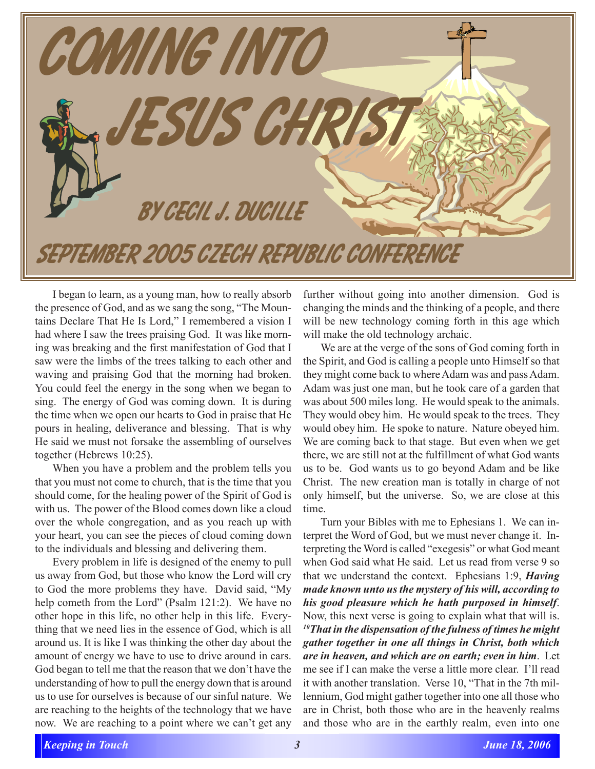# COMING INTO JESUS CHRIST

## BY CECIL J. DUCILLE

## SEPTEMBER 2005 CZECH REPUBLIC CONFERENCE

I began to learn, as a young man, how to really absorb the presence of God, and as we sang the song, "The Mountains Declare That He Is Lord," I remembered a vision I had where I saw the trees praising God. It was like morning was breaking and the first manifestation of God that I saw were the limbs of the trees talking to each other and waving and praising God that the morning had broken. You could feel the energy in the song when we began to sing. The energy of God was coming down. It is during the time when we open our hearts to God in praise that He pours in healing, deliverance and blessing. That is why He said we must not forsake the assembling of ourselves together (Hebrews 10:25).

When you have a problem and the problem tells you that you must not come to church, that is the time that you should come, for the healing power of the Spirit of God is with us. The power of the Blood comes down like a cloud over the whole congregation, and as you reach up with your heart, you can see the pieces of cloud coming down to the individuals and blessing and delivering them.

Every problem in life is designed of the enemy to pull us away from God, but those who know the Lord will cry to God the more problems they have. David said, "My help cometh from the Lord" (Psalm 121:2). We have no other hope in this life, no other help in this life. Everything that we need lies in the essence of God, which is all around us. It is like I was thinking the other day about the amount of energy we have to use to drive around in cars. God began to tell me that the reason that we don't have the understanding of how to pull the energy down that is around us to use for ourselves is because of our sinful nature. We are reaching to the heights of the technology that we have now. We are reaching to a point where we can't get any further without going into another dimension. God is changing the minds and the thinking of a people, and there will be new technology coming forth in this age which will make the old technology archaic.

We are at the verge of the sons of God coming forth in the Spirit, and God is calling a people unto Himself so that they might come back to where Adam was and pass Adam. Adam was just one man, but he took care of a garden that was about 500 miles long. He would speak to the animals. They would obey him. He would speak to the trees. They would obey him. He spoke to nature. Nature obeyed him. We are coming back to that stage. But even when we get there, we are still not at the fulfillment of what God wants us to be. God wants us to go beyond Adam and be like Christ. The new creation man is totally in charge of not only himself, but the universe. So, we are close at this time.

Turn your Bibles with me to Ephesians 1. We can interpret the Word of God, but we must never change it. Interpreting the Word is called "exegesis" or what God meant when God said what He said. Let us read from verse 9 so that we understand the context. Ephesians 1:9, ***Having made known unto us the mystery of his will, according to his good pleasure which he hath purposed in himself***. Now, this next verse is going to explain what that will is. ***10That in the dispensation of the fulness of times he might gather together in one all things in Christ, both which are in heaven, and which are on earth; even in him***. Let me see if I can make the verse a little more clear. I'll read it with another translation. Verse 10, "That in the 7th millennium, God might gather together into one all those who are in Christ, both those who are in the heavenly realms and those who are in the earthly realm, even into one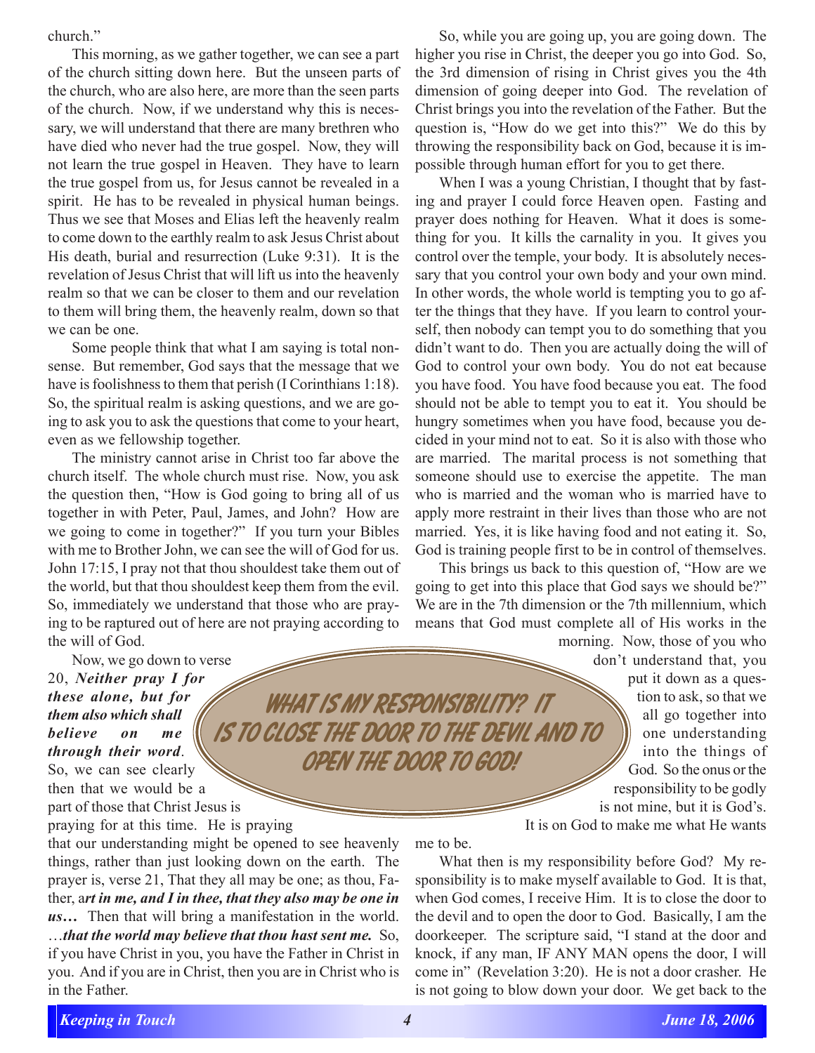church."

This morning, as we gather together, we can see a part of the church sitting down here. But the unseen parts of the church, who are also here, are more than the seen parts of the church. Now, if we understand why this is necessary, we will understand that there are many brethren who have died who never had the true gospel. Now, they will not learn the true gospel in Heaven. They have to learn the true gospel from us, for Jesus cannot be revealed in a spirit. He has to be revealed in physical human beings. Thus we see that Moses and Elias left the heavenly realm to come down to the earthly realm to ask Jesus Christ about His death, burial and resurrection (Luke 9:31). It is the revelation of Jesus Christ that will lift us into the heavenly realm so that we can be closer to them and our revelation to them will bring them, the heavenly realm, down so that we can be one.

Some people think that what I am saying is total nonsense. But remember, God says that the message that we have is foolishness to them that perish (I Corinthians 1:18). So, the spiritual realm is asking questions, and we are going to ask you to ask the questions that come to your heart, even as we fellowship together.

The ministry cannot arise in Christ too far above the church itself. The whole church must rise. Now, you ask the question then, "How is God going to bring all of us together in with Peter, Paul, James, and John? How are we going to come in together?" If you turn your Bibles with me to Brother John, we can see the will of God for us. John 17:15, I pray not that thou shouldest take them out of the world, but that thou shouldest keep them from the evil. So, immediately we understand that those who are praying to be raptured out of here are not praying according to the will of God.

Now, we go down to verse 20, ***Neither pray I for these alone, but for them also which shall believe on me through their word***. So, we can see clearly then that we would be a part of those that Christ Jesus is praying for at this time. He is praying that our understanding might be opened to see heavenly things, rather than just looking down on the earth. The prayer is, verse 21, That they all may be one; as thou, Father, a***rt in me, and I in thee, that they also may be one in us…*** Then that will bring a manifestation in the world. …***that the world may believe that thou hast sent me.*** So, if you have Christ in you, you have the Father in Christ in you. And if you are in Christ, then you are in Christ who is in the Father.

So, while you are going up, you are going down. The higher you rise in Christ, the deeper you go into God. So, the 3rd dimension of rising in Christ gives you the 4th dimension of going deeper into God. The revelation of Christ brings you into the revelation of the Father. But the question is, "How do we get into this?" We do this by throwing the responsibility back on God, because it is impossible through human effort for you to get there.

When I was a young Christian, I thought that by fasting and prayer I could force Heaven open. Fasting and prayer does nothing for Heaven. What it does is something for you. It kills the carnality in you. It gives you control over the temple, your body. It is absolutely necessary that you control your own body and your own mind. In other words, the whole world is tempting you to go after the things that they have. If you learn to control yourself, then nobody can tempt you to do something that you didn't want to do. Then you are actually doing the will of God to control your own body. You do not eat because you have food. You have food because you eat. The food should not be able to tempt you to eat it. You should be hungry sometimes when you have food, because you decided in your mind not to eat. So it is also with those who are married. The marital process is not something that someone should use to exercise the appetite. The man who is married and the woman who is married have to apply more restraint in their lives than those who are not married. Yes, it is like having food and not eating it. So, God is training people first to be in control of themselves.

This brings us back to this question of, "How are we going to get into this place that God says we should be?" We are in the 7th dimension or the 7th millennium, which means that God must complete all of His works in the morning. Now, those of you who don't understand that, you put it down as a question to ask, so that we all go together into one understanding into the things of God. So the onus or the responsibility to be godly is not mine, but it is God's. It is on God to make me what He wants me to be.

> WHAT IS MY RESPONSIBILITY? IT IS TO CLOSE THE DOOR TO THE DEVIL AND TO OPEN THE DOOR TO GOD!

What then is my responsibility before God? My responsibility is to make myself available to God. It is that, when God comes, I receive Him. It is to close the door to the devil and to open the door to God. Basically, I am the doorkeeper. The scripture said, "I stand at the door and knock, if any man, IF ANY MAN opens the door, I will come in" (Revelation 3:20). He is not a door crasher. He is not going to blow down your door. We get back to the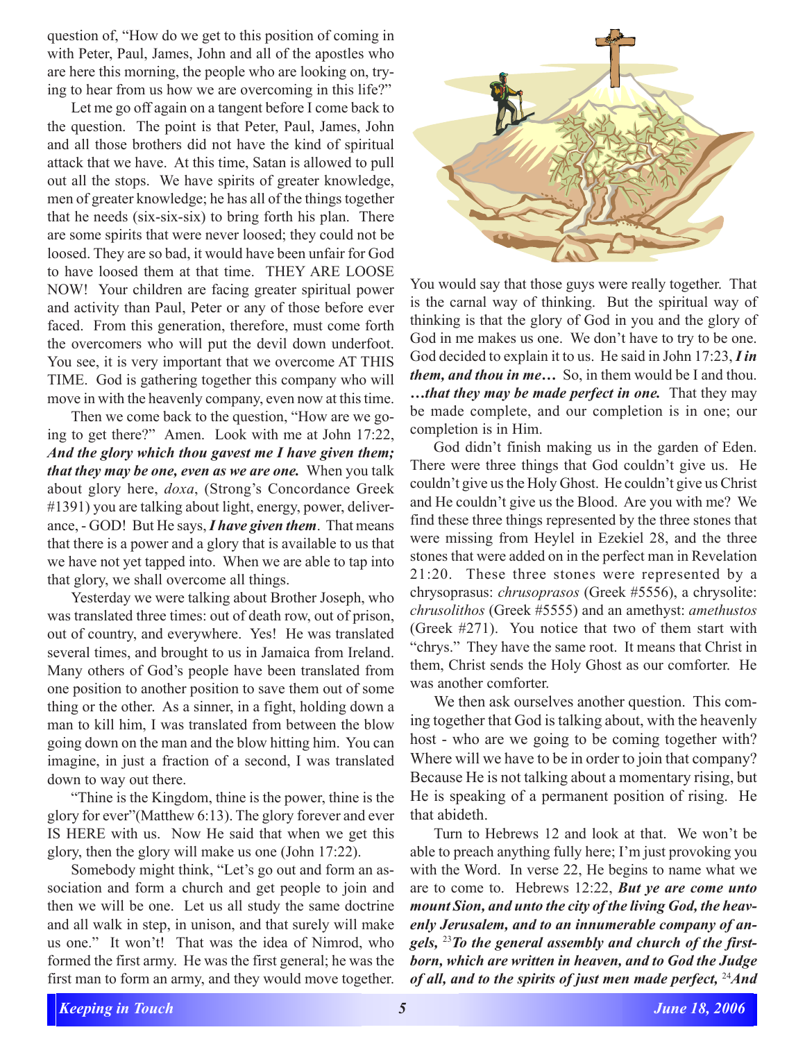question of, "How do we get to this position of coming in with Peter, Paul, James, John and all of the apostles who are here this morning, the people who are looking on, trying to hear from us how we are overcoming in this life?"

Let me go off again on a tangent before I come back to the question. The point is that Peter, Paul, James, John and all those brothers did not have the kind of spiritual attack that we have. At this time, Satan is allowed to pull out all the stops. We have spirits of greater knowledge, men of greater knowledge; he has all of the things together that he needs (six-six-six) to bring forth his plan. There are some spirits that were never loosed; they could not be loosed. They are so bad, it would have been unfair for God to have loosed them at that time. THEY ARE LOOSE NOW! Your children are facing greater spiritual power and activity than Paul, Peter or any of those before ever faced. From this generation, therefore, must come forth the overcomers who will put the devil down underfoot. You see, it is very important that we overcome AT THIS TIME. God is gathering together this company who will move in with the heavenly company, even now at this time.

Then we come back to the question, "How are we going to get there?" Amen. Look with me at John 17:22, ***And the glory which thou gavest me I have given them; that they may be one, even as we are one.*** When you talk about glory here, *doxa*, (Strong's Concordance Greek #1391) you are talking about light, energy, power, deliverance, - GOD! But He says, ***I have given them***. That means that there is a power and a glory that is available to us that we have not yet tapped into. When we are able to tap into that glory, we shall overcome all things.

Yesterday we were talking about Brother Joseph, who was translated three times: out of death row, out of prison, out of country, and everywhere. Yes! He was translated several times, and brought to us in Jamaica from Ireland. Many others of God's people have been translated from one position to another position to save them out of some thing or the other. As a sinner, in a fight, holding down a man to kill him, I was translated from between the blow going down on the man and the blow hitting him. You can imagine, in just a fraction of a second, I was translated down to way out there.

"Thine is the Kingdom, thine is the power, thine is the glory for ever"(Matthew 6:13). The glory forever and ever IS HERE with us. Now He said that when we get this glory, then the glory will make us one (John 17:22).

Somebody might think, "Let's go out and form an association and form a church and get people to join and then we will be one. Let us all study the same doctrine and all walk in step, in unison, and that surely will make us one." It won't! That was the idea of Nimrod, who formed the first army. He was the first general; he was the first man to form an army, and they would move together. You would say that those guys were really together. That is the carnal way of thinking. But the spiritual way of thinking is that the glory of God in you and the glory of God in me makes us one. We don't have to try to be one. God decided to explain it to us. He said in John 17:23, ***I in them, and thou in me…*** So, in them would be I and thou. ***…that they may be made perfect in one.*** That they may be made complete, and our completion is in one; our completion is in Him.

God didn't finish making us in the garden of Eden. There were three things that God couldn't give us. He couldn't give us the Holy Ghost. He couldn't give us Christ and He couldn't give us the Blood. Are you with me? We find these three things represented by the three stones that were missing from Heylel in Ezekiel 28, and the three stones that were added on in the perfect man in Revelation 21:20. These three stones were represented by a chrysoprasus: *chrusoprasos* (Greek #5556), a chrysolite: *chrusolithos* (Greek #5555) and an amethyst: *amethustos* (Greek #271). You notice that two of them start with "chrys." They have the same root. It means that Christ in them, Christ sends the Holy Ghost as our comforter. He was another comforter.

We then ask ourselves another question. This coming together that God is talking about, with the heavenly host - who are we going to be coming together with? Where will we have to be in order to join that company? Because He is not talking about a momentary rising, but He is speaking of a permanent position of rising. He that abideth.

Turn to Hebrews 12 and look at that. We won't be able to preach anything fully here; I'm just provoking you with the Word. In verse 22, He begins to name what we are to come to. Hebrews 12:22, ***But ye are come unto mount Sion, and unto the city of the living God, the heavenly Jerusalem, and to an innumerable company of angels,*** [23]***To the general assembly and church of the firstborn, which are written in heaven, and to God the Judge of all, and to the spirits of just men made perfect,*** [24]***And***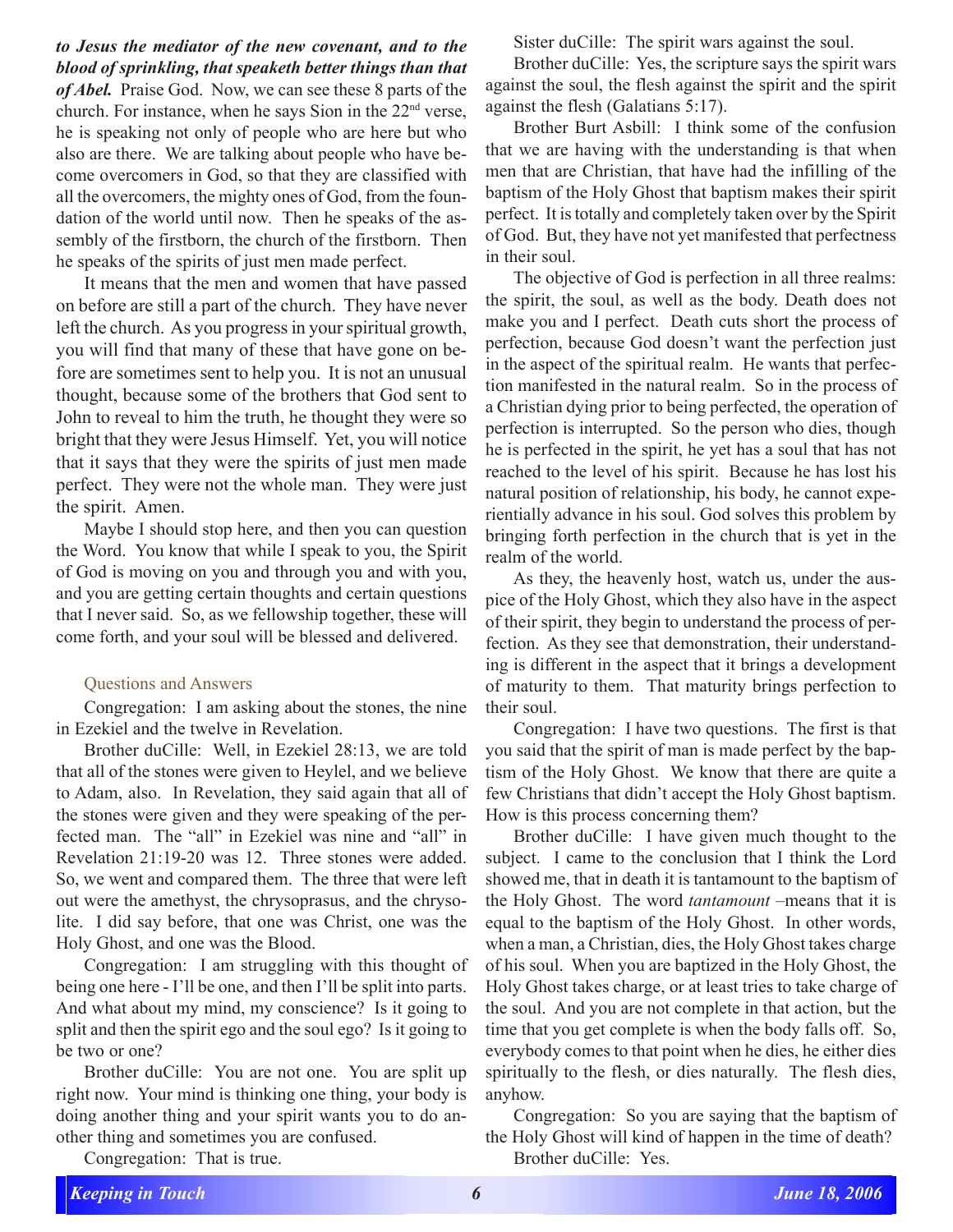***to Jesus the mediator of the new covenant, and to the blood of sprinkling, that speaketh better things than that of Abel.*** Praise God. Now, we can see these 8 parts of the church. For instance, when he says Sion in the 22nd verse, he is speaking not only of people who are here but who also are there. We are talking about people who have become overcomers in God, so that they are classified with all the overcomers, the mighty ones of God, from the foundation of the world until now. Then he speaks of the assembly of the firstborn, the church of the firstborn. Then he speaks of the spirits of just men made perfect.

It means that the men and women that have passed on before are still a part of the church. They have never left the church. As you progress in your spiritual growth, you will find that many of these that have gone on before are sometimes sent to help you. It is not an unusual thought, because some of the brothers that God sent to John to reveal to him the truth, he thought they were so bright that they were Jesus Himself. Yet, you will notice that it says that they were the spirits of just men made perfect. They were not the whole man. They were just the spirit. Amen.

Maybe I should stop here, and then you can question the Word. You know that while I speak to you, the Spirit of God is moving on you and through you and with you, and you are getting certain thoughts and certain questions that I never said. So, as we fellowship together, these will come forth, and your soul will be blessed and delivered.

### Questions and Answers

Congregation: I am asking about the stones, the nine in Ezekiel and the twelve in Revelation.

Brother duCille: Well, in Ezekiel 28:13, we are told that all of the stones were given to Heylel, and we believe to Adam, also. In Revelation, they said again that all of the stones were given and they were speaking of the perfected man. The "all" in Ezekiel was nine and "all" in Revelation 21:19-20 was 12. Three stones were added. So, we went and compared them. The three that were left out were the amethyst, the chrysoprasus, and the chrysolite. I did say before, that one was Christ, one was the Holy Ghost, and one was the Blood.

Congregation: I am struggling with this thought of being one here - I'll be one, and then I'll be split into parts. And what about my mind, my conscience? Is it going to split and then the spirit ego and the soul ego? Is it going to be two or one?

Brother duCille: You are not one. You are split up right now. Your mind is thinking one thing, your body is doing another thing and your spirit wants you to do another thing and sometimes you are confused.

Congregation: That is true.

Sister duCille: The spirit wars against the soul.

Brother duCille: Yes, the scripture says the spirit wars against the soul, the flesh against the spirit and the spirit against the flesh (Galatians 5:17).

Brother Burt Asbill: I think some of the confusion that we are having with the understanding is that when men that are Christian, that have had the infilling of the baptism of the Holy Ghost that baptism makes their spirit perfect. It is totally and completely taken over by the Spirit of God. But, they have not yet manifested that perfectness in their soul.

The objective of God is perfection in all three realms: the spirit, the soul, as well as the body. Death does not make you and I perfect. Death cuts short the process of perfection, because God doesn't want the perfection just in the aspect of the spiritual realm. He wants that perfection manifested in the natural realm. So in the process of a Christian dying prior to being perfected, the operation of perfection is interrupted. So the person who dies, though he is perfected in the spirit, he yet has a soul that has not reached to the level of his spirit. Because he has lost his natural position of relationship, his body, he cannot experientially advance in his soul. God solves this problem by bringing forth perfection in the church that is yet in the realm of the world.

As they, the heavenly host, watch us, under the auspice of the Holy Ghost, which they also have in the aspect of their spirit, they begin to understand the process of perfection. As they see that demonstration, their understanding is different in the aspect that it brings a development of maturity to them. That maturity brings perfection to their soul.

Congregation: I have two questions. The first is that you said that the spirit of man is made perfect by the baptism of the Holy Ghost. We know that there are quite a few Christians that didn't accept the Holy Ghost baptism. How is this process concerning them?

Brother duCille: I have given much thought to the subject. I came to the conclusion that I think the Lord showed me, that in death it is tantamount to the baptism of the Holy Ghost. The word *tantamount* –means that it is equal to the baptism of the Holy Ghost. In other words, when a man, a Christian, dies, the Holy Ghost takes charge of his soul. When you are baptized in the Holy Ghost, the Holy Ghost takes charge, or at least tries to take charge of the soul. And you are not complete in that action, but the time that you get complete is when the body falls off. So, everybody comes to that point when he dies, he either dies spiritually to the flesh, or dies naturally. The flesh dies, anyhow.

Congregation: So you are saying that the baptism of the Holy Ghost will kind of happen in the time of death?

Brother duCille: Yes.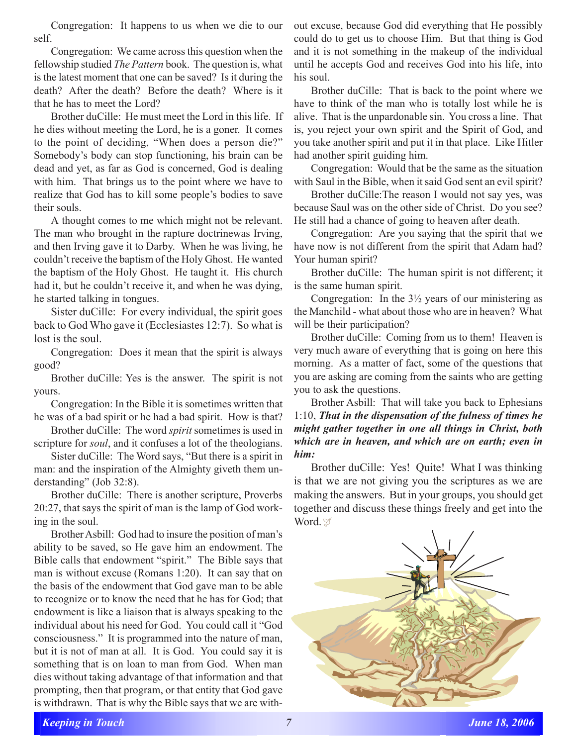Congregation: It happens to us when we die to our self.

Congregation: We came across this question when the fellowship studied *The Pattern* book. The question is, what is the latest moment that one can be saved? Is it during the death? After the death? Before the death? Where is it that he has to meet the Lord?

Brother duCille: He must meet the Lord in this life. If he dies without meeting the Lord, he is a goner. It comes to the point of deciding, "When does a person die?" Somebody's body can stop functioning, his brain can be dead and yet, as far as God is concerned, God is dealing with him. That brings us to the point where we have to realize that God has to kill some people's bodies to save their souls.

A thought comes to me which might not be relevant. The man who brought in the rapture doctrinewas Irving, and then Irving gave it to Darby. When he was living, he couldn't receive the baptism of the Holy Ghost. He wanted the baptism of the Holy Ghost. He taught it. His church had it, but he couldn't receive it, and when he was dying, he started talking in tongues.

Sister duCille: For every individual, the spirit goes back to God Who gave it (Ecclesiastes 12:7). So what is lost is the soul.

Congregation: Does it mean that the spirit is always good?

Brother duCille: Yes is the answer. The spirit is not yours.

Congregation: In the Bible it is sometimes written that he was of a bad spirit or he had a bad spirit. How is that?

Brother duCille: The word *spirit* sometimes is used in scripture for *soul*, and it confuses a lot of the theologians.

Sister duCille: The Word says, "But there is a spirit in man: and the inspiration of the Almighty giveth them understanding" (Job 32:8).

Brother duCille: There is another scripture, Proverbs 20:27, that says the spirit of man is the lamp of God working in the soul.

Brother Asbill: God had to insure the position of man's ability to be saved, so He gave him an endowment. The Bible calls that endowment "spirit." The Bible says that man is without excuse (Romans 1:20). It can say that on the basis of the endowment that God gave man to be able to recognize or to know the need that he has for God; that endowment is like a liaison that is always speaking to the individual about his need for God. You could call it "God consciousness." It is programmed into the nature of man, but it is not of man at all. It is God. You could say it is something that is on loan to man from God. When man dies without taking advantage of that information and that prompting, then that program, or that entity that God gave is withdrawn. That is why the Bible says that we are without excuse, because God did everything that He possibly could do to get us to choose Him. But that thing is God and it is not something in the makeup of the individual until he accepts God and receives God into his life, into his soul.

Brother duCille: That is back to the point where we have to think of the man who is totally lost while he is alive. That is the unpardonable sin. You cross a line. That is, you reject your own spirit and the Spirit of God, and you take another spirit and put it in that place. Like Hitler had another spirit guiding him.

Congregation: Would that be the same as the situation with Saul in the Bible, when it said God sent an evil spirit?

Brother duCille:The reason I would not say yes, was because Saul was on the other side of Christ. Do you see? He still had a chance of going to heaven after death.

Congregation: Are you saying that the spirit that we have now is not different from the spirit that Adam had? Your human spirit?

Brother duCille: The human spirit is not different; it is the same human spirit.

Congregation: In the 3½ years of our ministering as the Manchild - what about those who are in heaven? What will be their participation?

Brother duCille: Coming from us to them! Heaven is very much aware of everything that is going on here this morning. As a matter of fact, some of the questions that you are asking are coming from the saints who are getting you to ask the questions.

Brother Asbill: That will take you back to Ephesians 1:10, ***That in the dispensation of the fulness of times he might gather together in one all things in Christ, both which are in heaven, and which are on earth; even in him:***

Brother duCille: Yes! Quite! What I was thinking is that we are not giving you the scriptures as we are making the answers. But in your groups, you should get together and discuss these things freely and get into the Word.